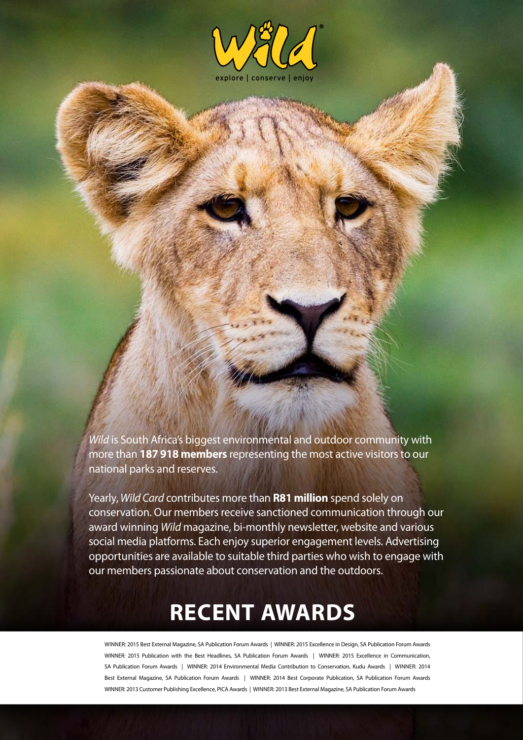Wild®

explore | conserve | enjoy

*Wild* is South Africa's biggest environmental and outdoor community with more than **187 918 members** representing the most active visitors to our national parks and reserves.

Yearly, *Wild Card* contributes more than **R81 million** spend solely on conservation. Our members receive sanctioned communication through our award winning *Wild* magazine, bi-monthly newsletter, website and various social media platforms. Each enjoy superior engagement levels. Advertising opportunities are available to suitable third parties who wish to engage with our members passionate about conservation and the outdoors.

# RECENT AWARDS

WINNER: 2015 Best External Magazine, SA Publication Forum Awards | WINNER: 2015 Excellence in Design, SA Publication Forum Awards WINNER: 2015 Publication with the Best Headlines, SA Publication Forum Awards | WINNER: 2015 Excellence in Communication, SA Publication Forum Awards | WINNER: 2014 Environmental Media Contribution to Conservation, Kudu Awards | WINNER: 2014 Best External Magazine, SA Publication Forum Awards | WINNER: 2014 Best Corporate Publication, SA Publication Forum Awards WINNER: 2013 Customer Publishing Excellence, PICA Awards | WINNER: 2013 Best External Magazine, SA Publication Forum Awards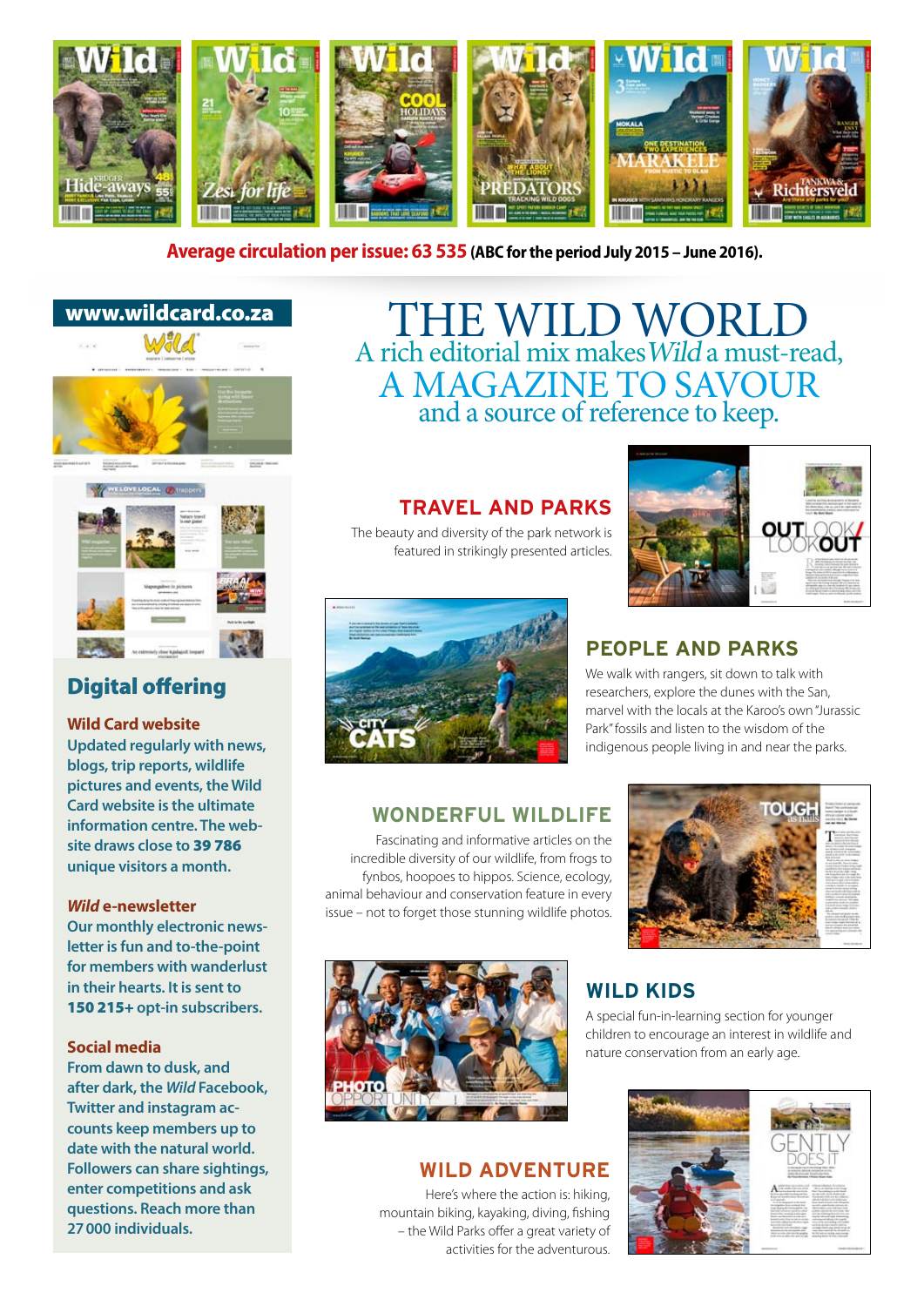**Average circulation per issue: 63 535** (ABC for the period July 2015 – June 2016).

# THE WILD WORLD

A rich editorial mix makes *Wild* a must-read,
A MAGAZINE TO SAVOUR
and a source of reference to keep.

## TRAVEL AND PARKS

The beauty and diversity of the park network is featured in strikingly presented articles.

## PEOPLE AND PARKS

We walk with rangers, sit down to talk with researchers, explore the dunes with the San, marvel with the locals at the Karoo's own "Jurassic Park" fossils and listen to the wisdom of the indigenous people living in and near the parks.

## WONDERFUL WILDLIFE

Fascinating and informative articles on the incredible diversity of our wildlife, from frogs to fynbos, hoopoes to hippos. Science, ecology, animal behaviour and conservation feature in every issue – not to forget those stunning wildlife photos.

## WILD KIDS

A special fun-in-learning section for younger children to encourage an interest in wildlife and nature conservation from an early age.

## WILD ADVENTURE

Here's where the action is: hiking, mountain biking, kayaking, diving, fishing – the Wild Parks offer a great variety of activities for the adventurous.

**www.wildcard.co.za**

## Digital offering

### Wild Card website

Updated regularly with news, blogs, trip reports, wildlife pictures and events, the Wild Card website is the ultimate information centre. The website draws close to **39 786** unique visitors a month.

### *Wild* e-newsletter

Our monthly electronic newsletter is fun and to-the-point for members with wanderlust in their hearts. It is sent to **150 215+** opt-in subscribers.

### Social media

From dawn to dusk, and after dark, the *Wild* Facebook, Twitter and instagram accounts keep members up to date with the natural world. Followers can share sightings, enter competitions and ask questions. Reach more than 27 000 individuals.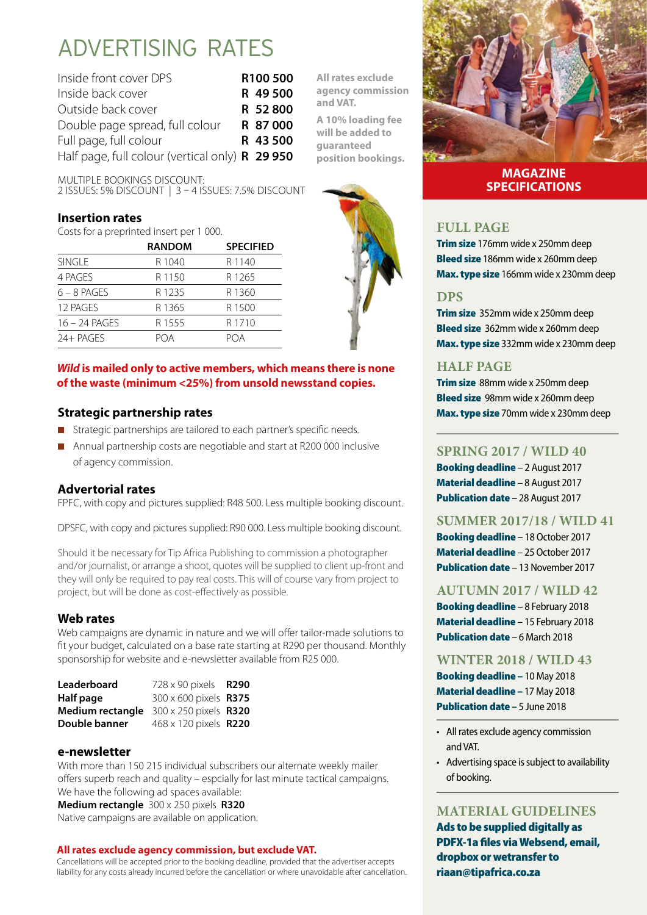# ADVERTISING RATES

| | |
|---|---|
| Inside front cover DPS | **R100 500** |
| Inside back cover | **R 49 500** |
| Outside back cover | **R 52 800** |
| Double page spread, full colour | **R 87 000** |
| Full page, full colour | **R 43 500** |
| Half page, full colour (vertical only) | **R 29 950** |

**All rates exclude agency commission and VAT.**

**A 10% loading fee will be added to guaranteed position bookings.**

MULTIPLE BOOKINGS DISCOUNT:
2 ISSUES: 5% DISCOUNT | 3 – 4 ISSUES: 7.5% DISCOUNT

### Insertion rates

Costs for a preprinted insert per 1 000.

| | RANDOM | SPECIFIED |
|---|---|---|
| SINGLE | R 1040 | R 1140 |
| 4 PAGES | R 1150 | R 1265 |
| 6 – 8 PAGES | R 1235 | R 1360 |
| 12 PAGES | R 1365 | R 1500 |
| 16 – 24 PAGES | R 1555 | R 1710 |
| 24+ PAGES | POA | POA |

***Wild* is mailed only to active members, which means there is none of the waste (minimum <25%) from unsold newsstand copies.**

### Strategic partnership rates

- Strategic partnerships are tailored to each partner's specific needs.
- Annual partnership costs are negotiable and start at R200 000 inclusive of agency commission.

### Advertorial rates

FPFC, with copy and pictures supplied: R48 500. Less multiple booking discount.

DPSFC, with copy and pictures supplied: R90 000. Less multiple booking discount.

Should it be necessary for Tip Africa Publishing to commission a photographer and/or journalist, or arrange a shoot, quotes will be supplied to client up-front and they will only be required to pay real costs. This will of course vary from project to project, but will be done as cost-effectively as possible.

### Web rates

Web campaigns are dynamic in nature and we will offer tailor-made solutions to fit your budget, calculated on a base rate starting at R290 per thousand. Monthly sponsorship for website and e-newsletter available from R25 000.

| | | |
|---|---|---|
| **Leaderboard** | 728 x 90 pixels | **R290** |
| **Half page** | 300 x 600 pixels | **R375** |
| **Medium rectangle** | 300 x 250 pixels | **R320** |
| **Double banner** | 468 x 120 pixels | **R220** |

### e-newsletter

With more than 150 215 individual subscribers our alternate weekly mailer offers superb reach and quality – espcially for last minute tactical campaigns. We have the following ad spaces available:
**Medium rectangle** 300 x 250 pixels **R320**
Native campaigns are available on application.

**All rates exclude agency commission, but exclude VAT.**

Cancellations will be accepted prior to the booking deadline, provided that the advertiser accepts liability for any costs already incurred before the cancellation or where unavoidable after cancellation.

## MAGAZINE SPECIFICATIONS

### FULL PAGE

**Trim size** 176mm wide x 250mm deep
**Bleed size** 186mm wide x 260mm deep
**Max. type size** 166mm wide x 230mm deep

### DPS

**Trim size** 352mm wide x 250mm deep
**Bleed size** 362mm wide x 260mm deep
**Max. type size** 332mm wide x 230mm deep

### HALF PAGE

**Trim size** 88mm wide x 250mm deep
**Bleed size** 98mm wide x 260mm deep
**Max. type size** 70mm wide x 230mm deep

### SPRING 2017 / WILD 40

**Booking deadline** – 2 August 2017
**Material deadline** – 8 August 2017
**Publication date** – 28 August 2017

### SUMMER 2017/18 / WILD 41

**Booking deadline** – 18 October 2017
**Material deadline** – 25 October 2017
**Publication date** – 13 November 2017

### AUTUMN 2017 / WILD 42

**Booking deadline** – 8 February 2018
**Material deadline** – 15 February 2018
**Publication date** – 6 March 2018

### WINTER 2018 / WILD 43

**Booking deadline –** 10 May 2018
**Material deadline –** 17 May 2018
**Publication date –** 5 June 2018

- All rates exclude agency commission and VAT.
- Advertising space is subject to availability of booking.

### MATERIAL GUIDELINES

**Ads to be supplied digitally as PDFX-1a files via Websend, email, dropbox or wetransfer to riaan@tipafrica.co.za**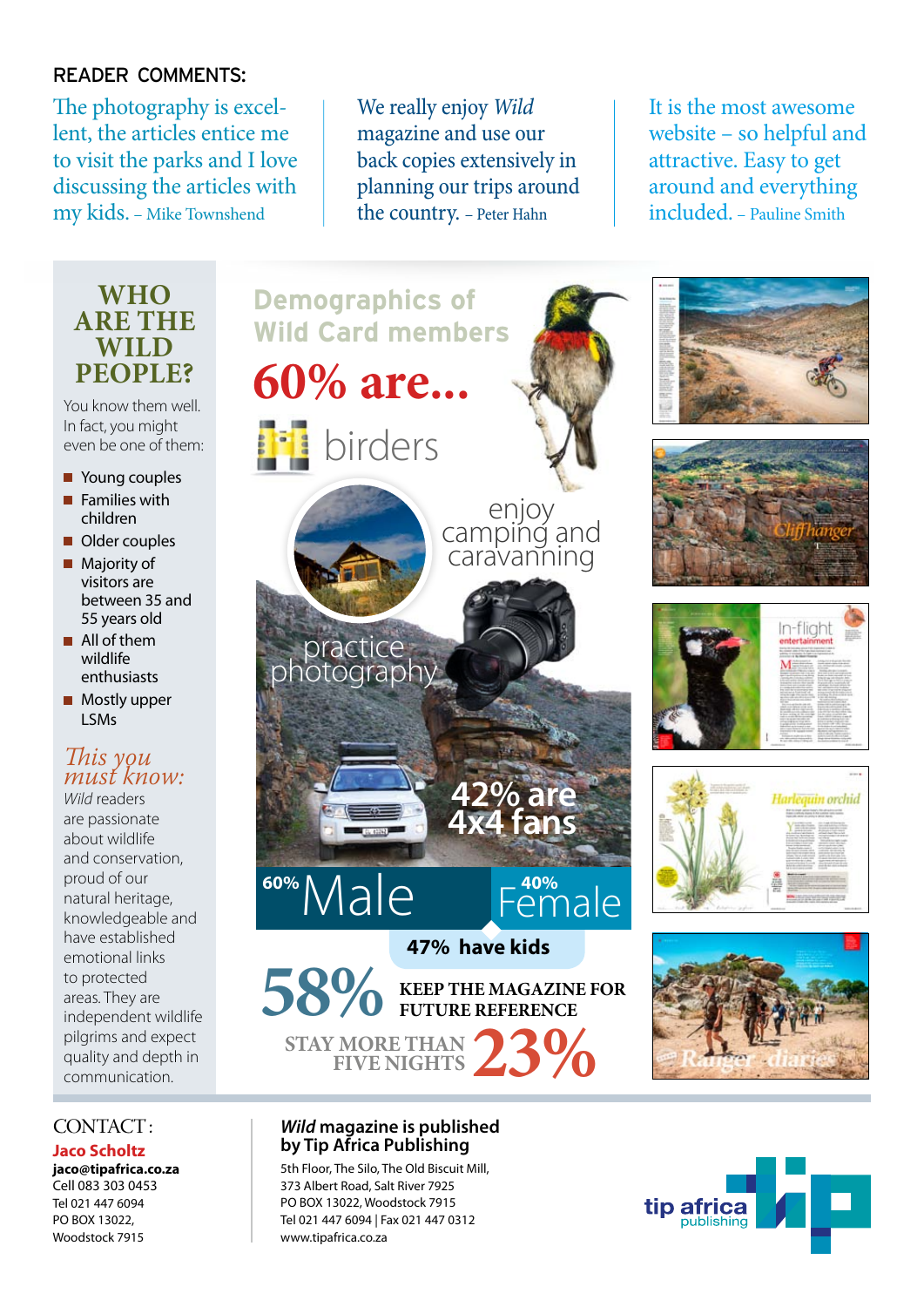## READER COMMENTS:

The photography is excellent, the articles entice me to visit the parks and I love discussing the articles with my kids. – Mike Townshend

We really enjoy *Wild* magazine and use our back copies extensively in planning our trips around the country. – Peter Hahn

It is the most awesome website – so helpful and attractive. Easy to get around and everything included. – Pauline Smith

## WHO ARE THE WILD PEOPLE?

You know them well. In fact, you might even be one of them:

- Young couples
- Families with children
- Older couples
- Majority of visitors are between 35 and 55 years old
- All of them wildlife enthusiasts
- Mostly upper LSMs

*This you must know:*

*Wild* readers are passionate about wildlife and conservation, proud of our natural heritage, knowledgeable and have established emotional links to protected areas. They are independent wildlife pilgrims and expect quality and depth in communication.

## Demographics of Wild Card members

**60% are...**

birders

enjoy camping and caravanning

practice photography

42% are 4x4 fans

60% Male

40% Female

47% have kids

**58%** KEEP THE MAGAZINE FOR FUTURE REFERENCE

STAY MORE THAN FIVE NIGHTS **23%**

CONTACT:

**Jaco Scholtz**
**jaco@tipafrica.co.za**
Cell 083 303 0453
Tel 021 447 6094
PO BOX 13022,
Woodstock 7915

***Wild* magazine is published by Tip Africa Publishing**

5th Floor, The Silo, The Old Biscuit Mill,
373 Albert Road, Salt River 7925
PO BOX 13022, Woodstock 7915
Tel 021 447 6094 | Fax 021 447 0312
www.tipafrica.co.za

tip africa publishing